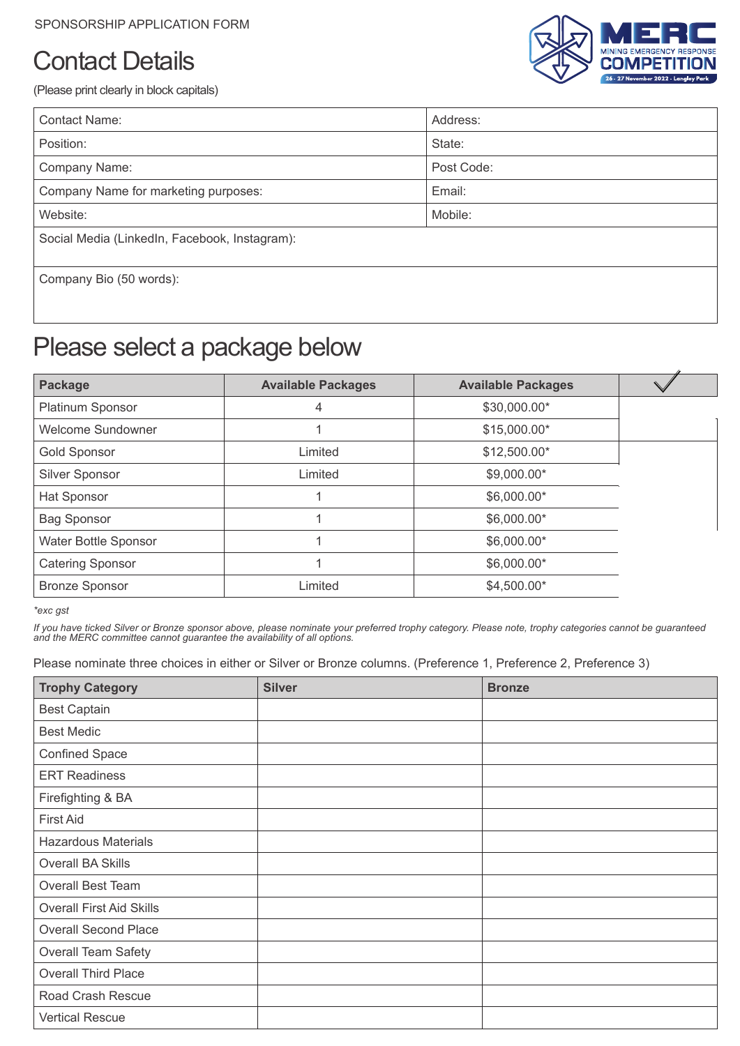SPONSORSHIP APPLICATION FORM

# Contact Details

(Please print clearly in block capitals)

| Contact Name: | Address: |
|---|---|
| Position: | State: |
| Company Name: | Post Code: |
| Company Name for marketing purposes: | Email: |
| Website: | Mobile: |
| Social Media (LinkedIn, Facebook, Instagram): | |
| Company Bio (50 words): | |

# Please select a package below

| Package | Available Packages | Available Packages | ✓ |
|---|---|---|---|
| Platinum Sponsor | 4 | $30,000.00* | |
| Welcome Sundowner | 1 | $15,000.00* | |
| Gold Sponsor | Limited | $12,500.00* | |
| Silver Sponsor | Limited | $9,000.00* | |
| Hat Sponsor | 1 | $6,000.00* | |
| Bag Sponsor | 1 | $6,000.00* | |
| Water Bottle Sponsor | 1 | $6,000.00* | |
| Catering Sponsor | 1 | $6,000.00* | |
| Bronze Sponsor | Limited | $4,500.00* | |

*\*exc gst*

*If you have ticked Silver or Bronze sponsor above, please nominate your preferred trophy category. Please note, trophy categories cannot be guaranteed and the MERC committee cannot guarantee the availability of all options.*

Please nominate three choices in either or Silver or Bronze columns. (Preference 1, Preference 2, Preference 3)

| Trophy Category | Silver | Bronze |
|---|---|---|
| Best Captain | | |
| Best Medic | | |
| Confined Space | | |
| ERT Readiness | | |
| Firefighting & BA | | |
| First Aid | | |
| Hazardous Materials | | |
| Overall BA Skills | | |
| Overall Best Team | | |
| Overall First Aid Skills | | |
| Overall Second Place | | |
| Overall Team Safety | | |
| Overall Third Place | | |
| Road Crash Rescue | | |
| Vertical Rescue | | |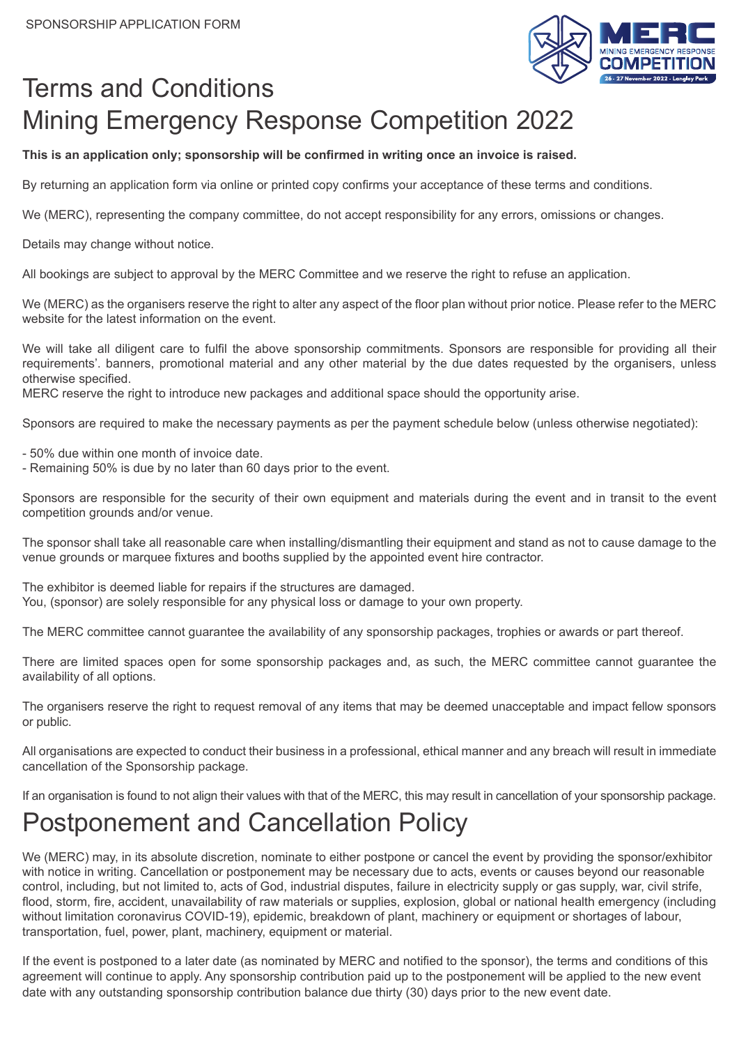SPONSORSHIP APPLICATION FORM

# Terms and Conditions
# Mining Emergency Response Competition 2022

**This is an application only; sponsorship will be confirmed in writing once an invoice is raised.**

By returning an application form via online or printed copy confirms your acceptance of these terms and conditions.

We (MERC), representing the company committee, do not accept responsibility for any errors, omissions or changes.

Details may change without notice.

All bookings are subject to approval by the MERC Committee and we reserve the right to refuse an application.

We (MERC) as the organisers reserve the right to alter any aspect of the floor plan without prior notice. Please refer to the MERC website for the latest information on the event.

We will take all diligent care to fulfil the above sponsorship commitments. Sponsors are responsible for providing all their requirements'. banners, promotional material and any other material by the due dates requested by the organisers, unless otherwise specified.
MERC reserve the right to introduce new packages and additional space should the opportunity arise.

Sponsors are required to make the necessary payments as per the payment schedule below (unless otherwise negotiated):

- 50% due within one month of invoice date.
- Remaining 50% is due by no later than 60 days prior to the event.

Sponsors are responsible for the security of their own equipment and materials during the event and in transit to the event competition grounds and/or venue.

The sponsor shall take all reasonable care when installing/dismantling their equipment and stand as not to cause damage to the venue grounds or marquee fixtures and booths supplied by the appointed event hire contractor.

The exhibitor is deemed liable for repairs if the structures are damaged.
You, (sponsor) are solely responsible for any physical loss or damage to your own property.

The MERC committee cannot guarantee the availability of any sponsorship packages, trophies or awards or part thereof.

There are limited spaces open for some sponsorship packages and, as such, the MERC committee cannot guarantee the availability of all options.

The organisers reserve the right to request removal of any items that may be deemed unacceptable and impact fellow sponsors or public.

All organisations are expected to conduct their business in a professional, ethical manner and any breach will result in immediate cancellation of the Sponsorship package.

If an organisation is found to not align their values with that of the MERC, this may result in cancellation of your sponsorship package.

# Postponement and Cancellation Policy

We (MERC) may, in its absolute discretion, nominate to either postpone or cancel the event by providing the sponsor/exhibitor with notice in writing. Cancellation or postponement may be necessary due to acts, events or causes beyond our reasonable control, including, but not limited to, acts of God, industrial disputes, failure in electricity supply or gas supply, war, civil strife, flood, storm, fire, accident, unavailability of raw materials or supplies, explosion, global or national health emergency (including without limitation coronavirus COVID-19), epidemic, breakdown of plant, machinery or equipment or shortages of labour, transportation, fuel, power, plant, machinery, equipment or material.

If the event is postponed to a later date (as nominated by MERC and notified to the sponsor), the terms and conditions of this agreement will continue to apply. Any sponsorship contribution paid up to the postponement will be applied to the new event date with any outstanding sponsorship contribution balance due thirty (30) days prior to the new event date.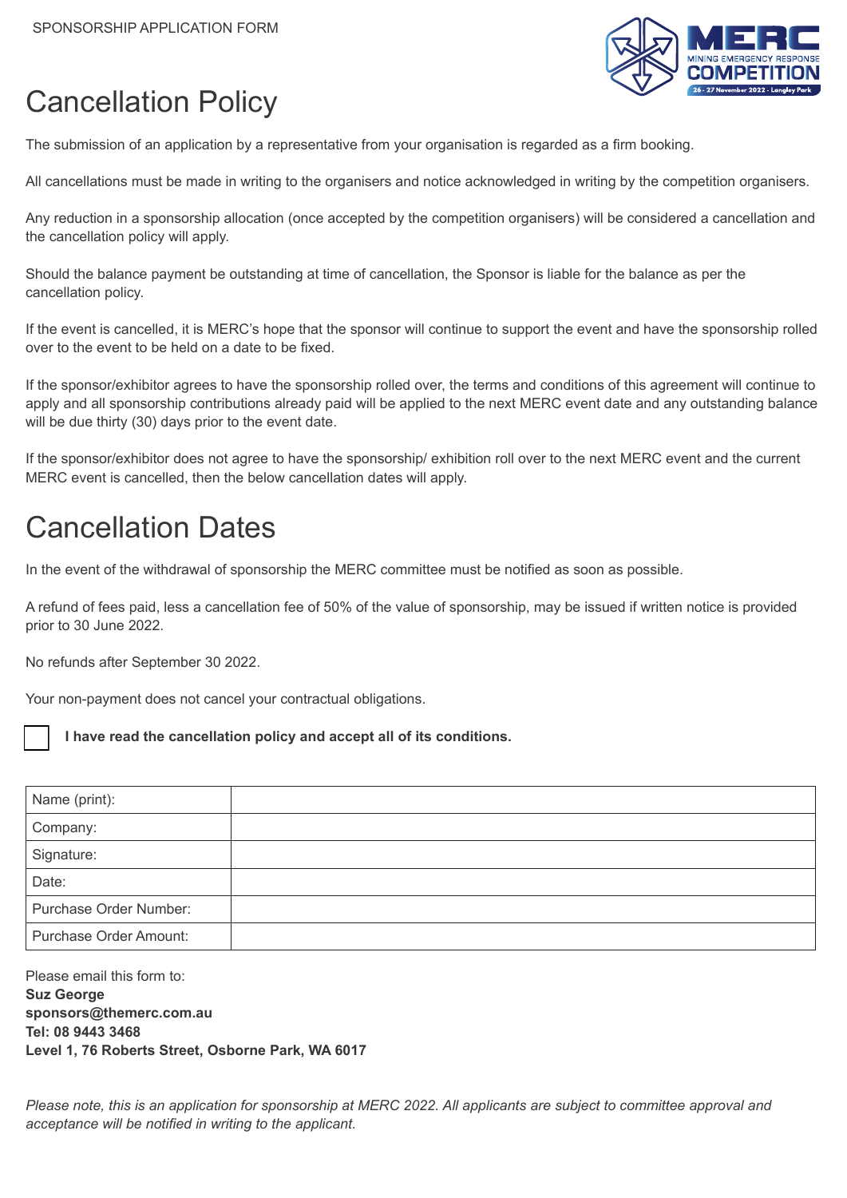# Cancellation Policy

The submission of an application by a representative from your organisation is regarded as a firm booking.

All cancellations must be made in writing to the organisers and notice acknowledged in writing by the competition organisers.

Any reduction in a sponsorship allocation (once accepted by the competition organisers) will be considered a cancellation and the cancellation policy will apply.

Should the balance payment be outstanding at time of cancellation, the Sponsor is liable for the balance as per the cancellation policy.

If the event is cancelled, it is MERC's hope that the sponsor will continue to support the event and have the sponsorship rolled over to the event to be held on a date to be fixed.

If the sponsor/exhibitor agrees to have the sponsorship rolled over, the terms and conditions of this agreement will continue to apply and all sponsorship contributions already paid will be applied to the next MERC event date and any outstanding balance will be due thirty (30) days prior to the event date.

If the sponsor/exhibitor does not agree to have the sponsorship/ exhibition roll over to the next MERC event and the current MERC event is cancelled, then the below cancellation dates will apply.

# Cancellation Dates

In the event of the withdrawal of sponsorship the MERC committee must be notified as soon as possible.

A refund of fees paid, less a cancellation fee of 50% of the value of sponsorship, may be issued if written notice is provided prior to 30 June 2022.

No refunds after September 30 2022.

Your non-payment does not cancel your contractual obligations.

☐ **I have read the cancellation policy and accept all of its conditions.**

| | |
|---|---|
| Name (print): | |
| Company: | |
| Signature: | |
| Date: | |
| Purchase Order Number: | |
| Purchase Order Amount: | |

Please email this form to:
**Suz George**
**sponsors@themerc.com.au**
**Tel: 08 9443 3468**
**Level 1, 76 Roberts Street, Osborne Park, WA 6017**

*Please note, this is an application for sponsorship at MERC 2022. All applicants are subject to committee approval and acceptance will be notified in writing to the applicant.*